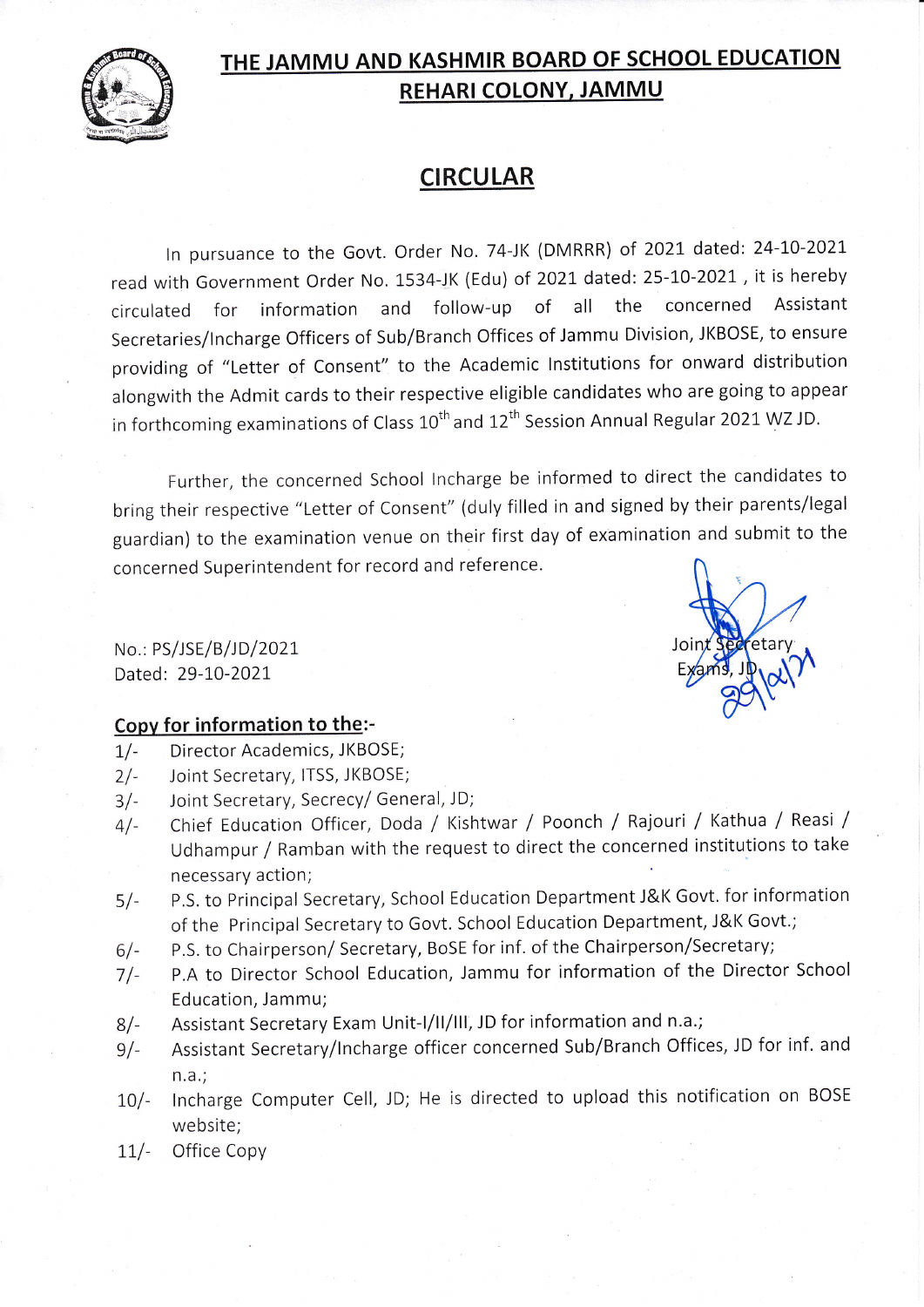# THE JAMMU AND KASHMIR BOARD OF SCHOOL EDUCATION
## REHARI COLONY, JAMMU

## CIRCULAR

In pursuance to the Govt. Order No. 74-JK (DMRRR) of 2021 dated: 24-10-2021 read with Government Order No. 1534-JK (Edu) of 2021 dated: 25-10-2021 , it is hereby circulated for information and follow-up of all the concerned Assistant Secretaries/Incharge Officers of Sub/Branch Offices of Jammu Division, JKBOSE, to ensure providing of "Letter of Consent" to the Academic Institutions for onward distribution alongwith the Admit cards to their respective eligible candidates who are going to appear in forthcoming examinations of Class 10th and 12th Session Annual Regular 2021 WZ JD.

Further, the concerned School Incharge be informed to direct the candidates to bring their respective "Letter of Consent" (duly filled in and signed by their parents/legal guardian) to the examination venue on their first day of examination and submit to the concerned Superintendent for record and reference.

No.: PS/JSE/B/JD/2021
Dated: 29-10-2021

Joint Secretary
Exams, JD
29/10/21

**Copy for information to the:-**

1/- Director Academics, JKBOSE;
2/- Joint Secretary, ITSS, JKBOSE;
3/- Joint Secretary, Secrecy/ General, JD;
4/- Chief Education Officer, Doda / Kishtwar / Poonch / Rajouri / Kathua / Reasi / Udhampur / Ramban with the request to direct the concerned institutions to take necessary action;
5/- P.S. to Principal Secretary, School Education Department J&K Govt. for information of the Principal Secretary to Govt. School Education Department, J&K Govt.;
6/- P.S. to Chairperson/ Secretary, BoSE for inf. of the Chairperson/Secretary;
7/- P.A to Director School Education, Jammu for information of the Director School Education, Jammu;
8/- Assistant Secretary Exam Unit-I/II/III, JD for information and n.a.;
9/- Assistant Secretary/Incharge officer concerned Sub/Branch Offices, JD for inf. and n.a.;
10/- Incharge Computer Cell, JD; He is directed to upload this notification on BOSE website;
11/- Office Copy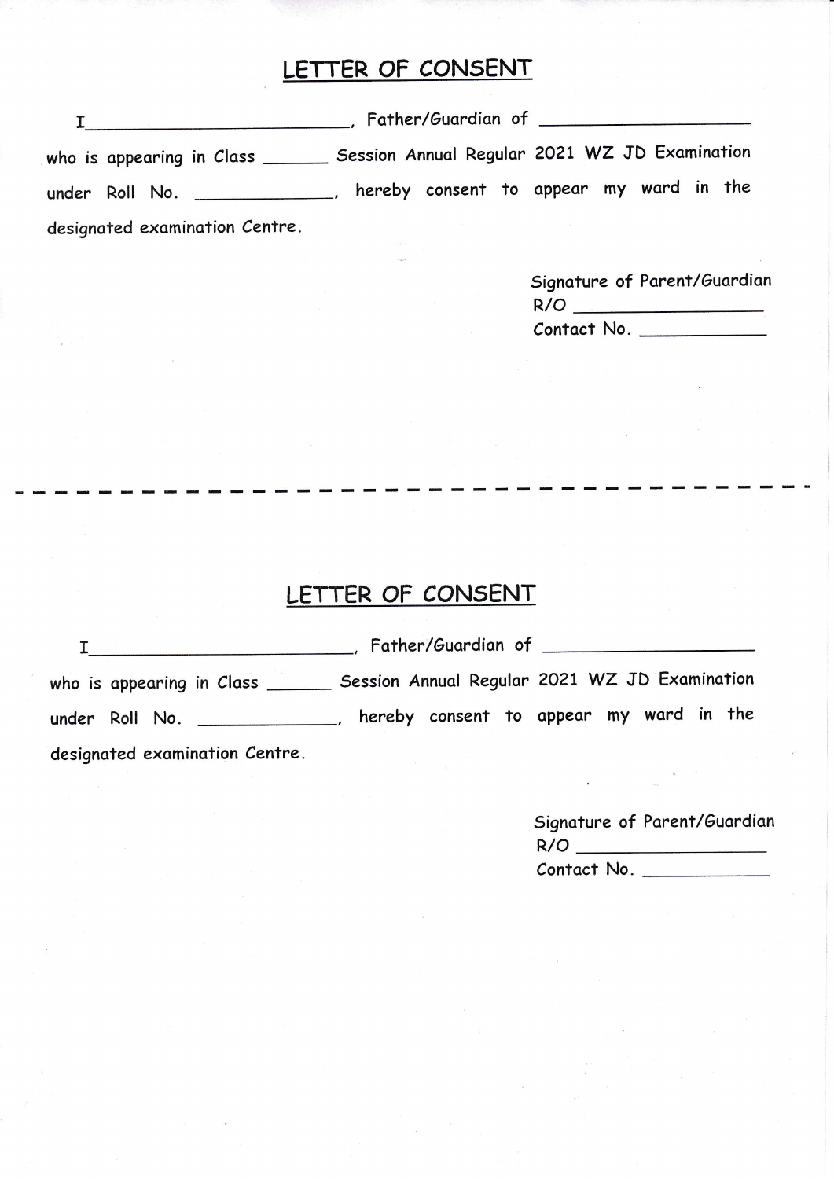## LETTER OF CONSENT

I\_\_\_\_\_\_\_\_\_\_\_\_\_\_\_\_\_\_\_\_\_\_\_\_\_\_, Father/Guardian of \_\_\_\_\_\_\_\_\_\_\_\_\_\_\_\_\_\_\_\_ who is appearing in Class \_\_\_\_\_\_\_ Session Annual Regular 2021 WZ JD Examination under Roll No. \_\_\_\_\_\_\_\_\_\_\_\_\_\_, hereby consent to appear my ward in the designated examination Centre.

Signature of Parent/Guardian
R/O \_\_\_\_\_\_\_\_\_\_\_\_\_\_\_\_\_\_\_\_
Contact No. \_\_\_\_\_\_\_\_\_\_\_\_\_\_

---

## LETTER OF CONSENT

I\_\_\_\_\_\_\_\_\_\_\_\_\_\_\_\_\_\_\_\_\_\_\_\_\_\_, Father/Guardian of \_\_\_\_\_\_\_\_\_\_\_\_\_\_\_\_\_\_\_\_ who is appearing in Class \_\_\_\_\_\_\_ Session Annual Regular 2021 WZ JD Examination under Roll No. \_\_\_\_\_\_\_\_\_\_\_\_\_\_, hereby consent to appear my ward in the designated examination Centre.

Signature of Parent/Guardian
R/O \_\_\_\_\_\_\_\_\_\_\_\_\_\_\_\_\_\_\_\_
Contact No. \_\_\_\_\_\_\_\_\_\_\_\_\_\_